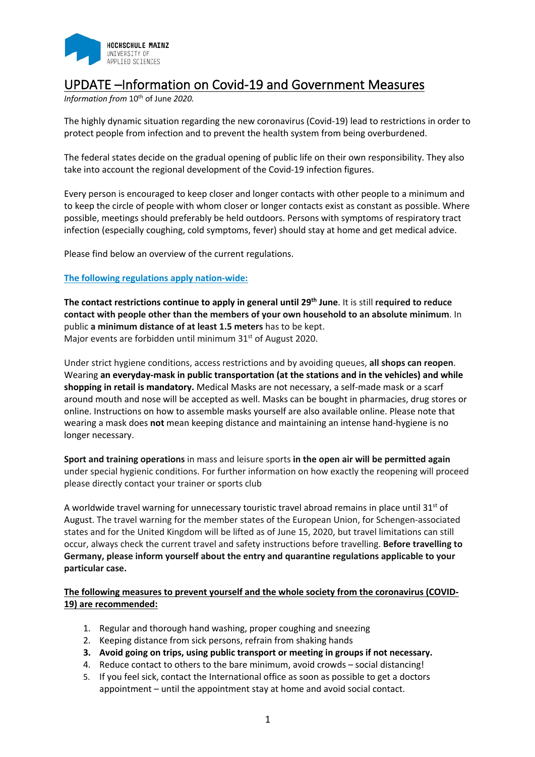HOCHSCHULE MAINZ
UNIVERSITY OF
APPLIED SCIENCES

# UPDATE –Information on Covid-19 and Government Measures

*Information from* 10th of June *2020.*

The highly dynamic situation regarding the new coronavirus (Covid-19) lead to restrictions in order to protect people from infection and to prevent the health system from being overburdened.

The federal states decide on the gradual opening of public life on their own responsibility. They also take into account the regional development of the Covid-19 infection figures.

Every person is encouraged to keep closer and longer contacts with other people to a minimum and to keep the circle of people with whom closer or longer contacts exist as constant as possible. Where possible, meetings should preferably be held outdoors. Persons with symptoms of respiratory tract infection (especially coughing, cold symptoms, fever) should stay at home and get medical advice.

Please find below an overview of the current regulations.

## The following regulations apply nation-wide:

**The contact restrictions continue to apply in general until 29th June**. It is still **required to reduce contact with people other than the members of your own household to an absolute minimum**. In public **a minimum distance of at least 1.5 meters** has to be kept.
Major events are forbidden until minimum 31st of August 2020.

Under strict hygiene conditions, access restrictions and by avoiding queues, **all shops can reopen**. Wearing **an everyday-mask in public transportation (at the stations and in the vehicles) and while shopping in retail is mandatory.** Medical Masks are not necessary, a self-made mask or a scarf around mouth and nose will be accepted as well. Masks can be bought in pharmacies, drug stores or online. Instructions on how to assemble masks yourself are also available online. Please note that wearing a mask does **not** mean keeping distance and maintaining an intense hand-hygiene is no longer necessary.

**Sport and training operations** in mass and leisure sports **in the open air will be permitted again** under special hygienic conditions. For further information on how exactly the reopening will proceed please directly contact your trainer or sports club

A worldwide travel warning for unnecessary touristic travel abroad remains in place until 31st of August. The travel warning for the member states of the European Union, for Schengen-associated states and for the United Kingdom will be lifted as of June 15, 2020, but travel limitations can still occur, always check the current travel and safety instructions before travelling. **Before travelling to Germany, please inform yourself about the entry and quarantine regulations applicable to your particular case.**

## The following measures to prevent yourself and the whole society from the coronavirus (COVID-19) are recommended:

1. Regular and thorough hand washing, proper coughing and sneezing
2. Keeping distance from sick persons, refrain from shaking hands
3. **Avoid going on trips, using public transport or meeting in groups if not necessary.**
4. Reduce contact to others to the bare minimum, avoid crowds – social distancing!
5. If you feel sick, contact the International office as soon as possible to get a doctors appointment – until the appointment stay at home and avoid social contact.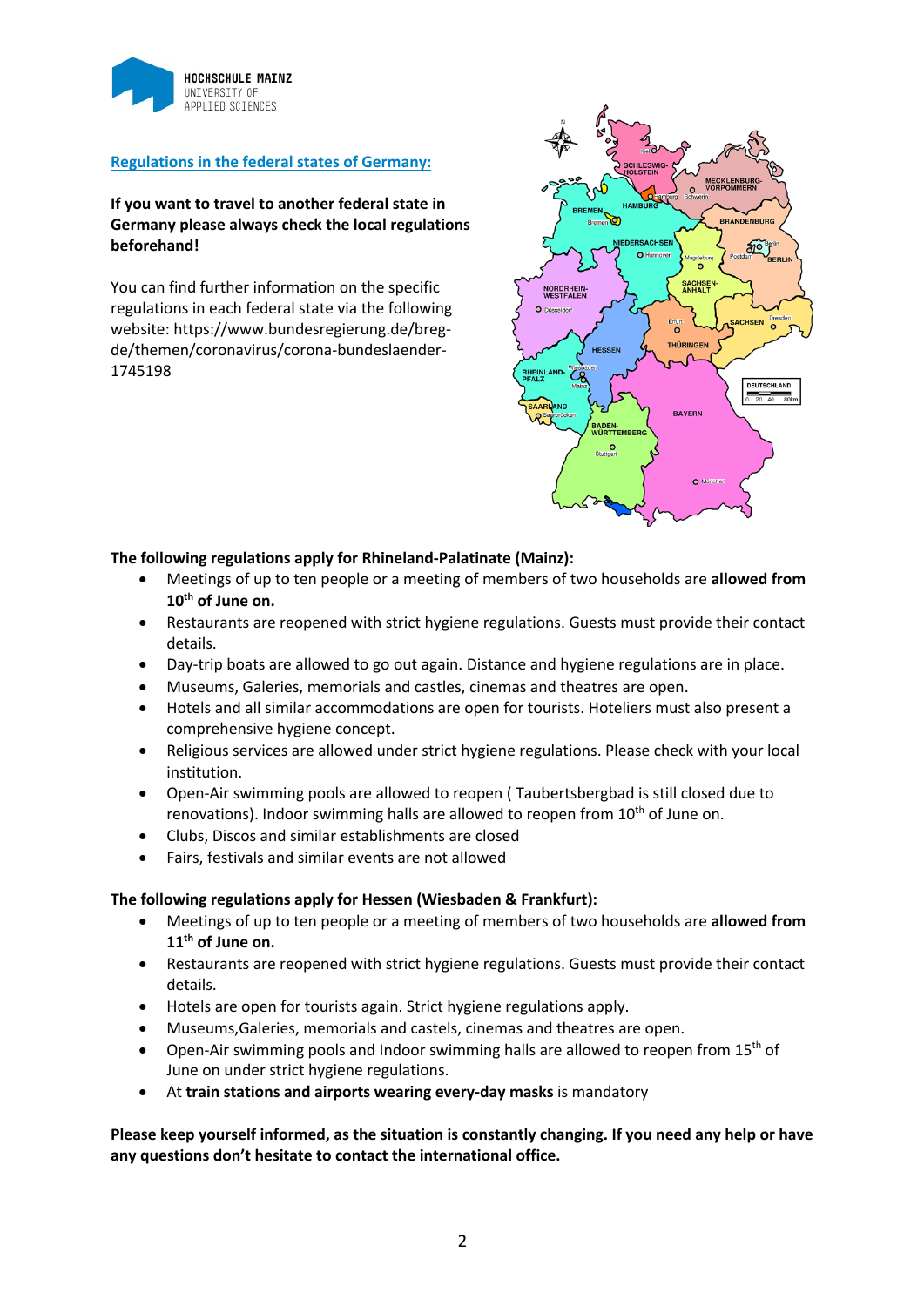## Regulations in the federal states of Germany:

**If you want to travel to another federal state in Germany please always check the local regulations beforehand!**

You can find further information on the specific regulations in each federal state via the following website: https://www.bundesregierung.de/breg-de/themen/coronavirus/corona-bundeslaender-1745198

**The following regulations apply for Rhineland-Palatinate (Mainz):**

- Meetings of up to ten people or a meeting of members of two households are **allowed from 10th of June on.**
- Restaurants are reopened with strict hygiene regulations. Guests must provide their contact details.
- Day-trip boats are allowed to go out again. Distance and hygiene regulations are in place.
- Museums, Galeries, memorials and castles, cinemas and theatres are open.
- Hotels and all similar accommodations are open for tourists. Hoteliers must also present a comprehensive hygiene concept.
- Religious services are allowed under strict hygiene regulations. Please check with your local institution.
- Open-Air swimming pools are allowed to reopen ( Taubertsbergbad is still closed due to renovations). Indoor swimming halls are allowed to reopen from 10th of June on.
- Clubs, Discos and similar establishments are closed
- Fairs, festivals and similar events are not allowed

**The following regulations apply for Hessen (Wiesbaden & Frankfurt):**

- Meetings of up to ten people or a meeting of members of two households are **allowed from 11th of June on.**
- Restaurants are reopened with strict hygiene regulations. Guests must provide their contact details.
- Hotels are open for tourists again. Strict hygiene regulations apply.
- Museums,Galeries, memorials and castels, cinemas and theatres are open.
- Open-Air swimming pools and Indoor swimming halls are allowed to reopen from 15th of June on under strict hygiene regulations.
- At **train stations and airports wearing every-day masks** is mandatory

**Please keep yourself informed, as the situation is constantly changing. If you need any help or have any questions don't hesitate to contact the international office.**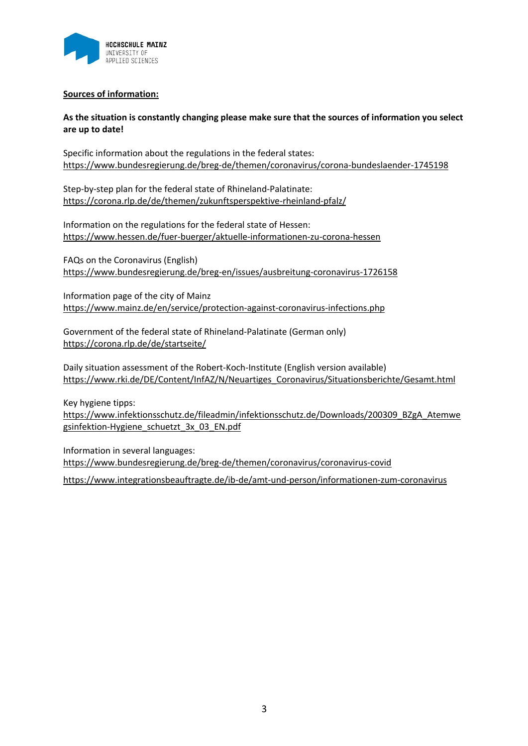**Sources of information:**

**As the situation is constantly changing please make sure that the sources of information you select are up to date!**

Specific information about the regulations in the federal states:
https://www.bundesregierung.de/breg-de/themen/coronavirus/corona-bundeslaender-1745198

Step-by-step plan for the federal state of Rhineland-Palatinate:
https://corona.rlp.de/de/themen/zukunftsperspektive-rheinland-pfalz/

Information on the regulations for the federal state of Hessen:
https://www.hessen.de/fuer-buerger/aktuelle-informationen-zu-corona-hessen

FAQs on the Coronavirus (English)
https://www.bundesregierung.de/breg-en/issues/ausbreitung-coronavirus-1726158

Information page of the city of Mainz
https://www.mainz.de/en/service/protection-against-coronavirus-infections.php

Government of the federal state of Rhineland-Palatinate (German only)
https://corona.rlp.de/de/startseite/

Daily situation assessment of the Robert-Koch-Institute (English version available)
https://www.rki.de/DE/Content/InfAZ/N/Neuartiges_Coronavirus/Situationsberichte/Gesamt.html

Key hygiene tipps:
https://www.infektionsschutz.de/fileadmin/infektionsschutz.de/Downloads/200309_BZgA_Atemwegsinfektion-Hygiene_schuetzt_3x_03_EN.pdf

Information in several languages:
https://www.bundesregierung.de/breg-de/themen/coronavirus/coronavirus-covid

https://www.integrationsbeauftragte.de/ib-de/amt-und-person/informationen-zum-coronavirus